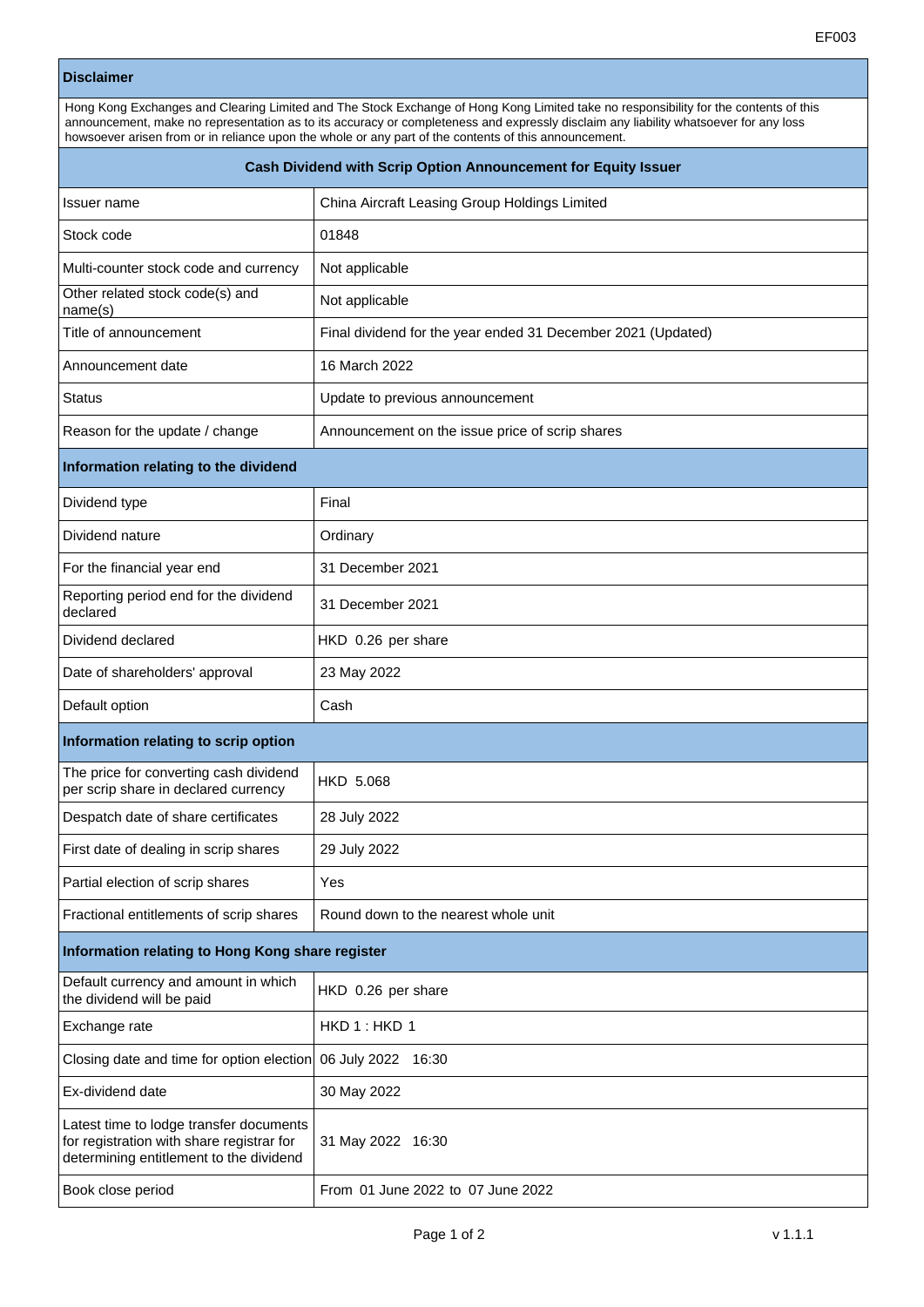## Disclaimer

Hong Kong Exchanges and Clearing Limited and The Stock Exchange of Hong Kong Limited take no responsibility for the contents of this announcement, make no representation as to its accuracy or completeness and expressly disclaim any liability whatsoever for any loss howsoever arisen from or in reliance upon the whole or any part of the contents of this announcement.

## Cash Dividend with Scrip Option Announcement for Equity Issuer

| | |
|---|---|
| Issuer name | China Aircraft Leasing Group Holdings Limited |
| Stock code | 01848 |
| Multi-counter stock code and currency | Not applicable |
| Other related stock code(s) and name(s) | Not applicable |
| Title of announcement | Final dividend for the year ended 31 December 2021 (Updated) |
| Announcement date | 16 March 2022 |
| Status | Update to previous announcement |
| Reason for the update / change | Announcement on the issue price of scrip shares |

### Information relating to the dividend

| | |
|---|---|
| Dividend type | Final |
| Dividend nature | Ordinary |
| For the financial year end | 31 December 2021 |
| Reporting period end for the dividend declared | 31 December 2021 |
| Dividend declared | HKD 0.26 per share |
| Date of shareholders' approval | 23 May 2022 |
| Default option | Cash |

### Information relating to scrip option

| | |
|---|---|
| The price for converting cash dividend per scrip share in declared currency | HKD 5.068 |
| Despatch date of share certificates | 28 July 2022 |
| First date of dealing in scrip shares | 29 July 2022 |
| Partial election of scrip shares | Yes |
| Fractional entitlements of scrip shares | Round down to the nearest whole unit |

### Information relating to Hong Kong share register

| | |
|---|---|
| Default currency and amount in which the dividend will be paid | HKD 0.26 per share |
| Exchange rate | HKD 1 : HKD 1 |
| Closing date and time for option election | 06 July 2022 16:30 |
| Ex-dividend date | 30 May 2022 |
| Latest time to lodge transfer documents for registration with share registrar for determining entitlement to the dividend | 31 May 2022 16:30 |
| Book close period | From 01 June 2022 to 07 June 2022 |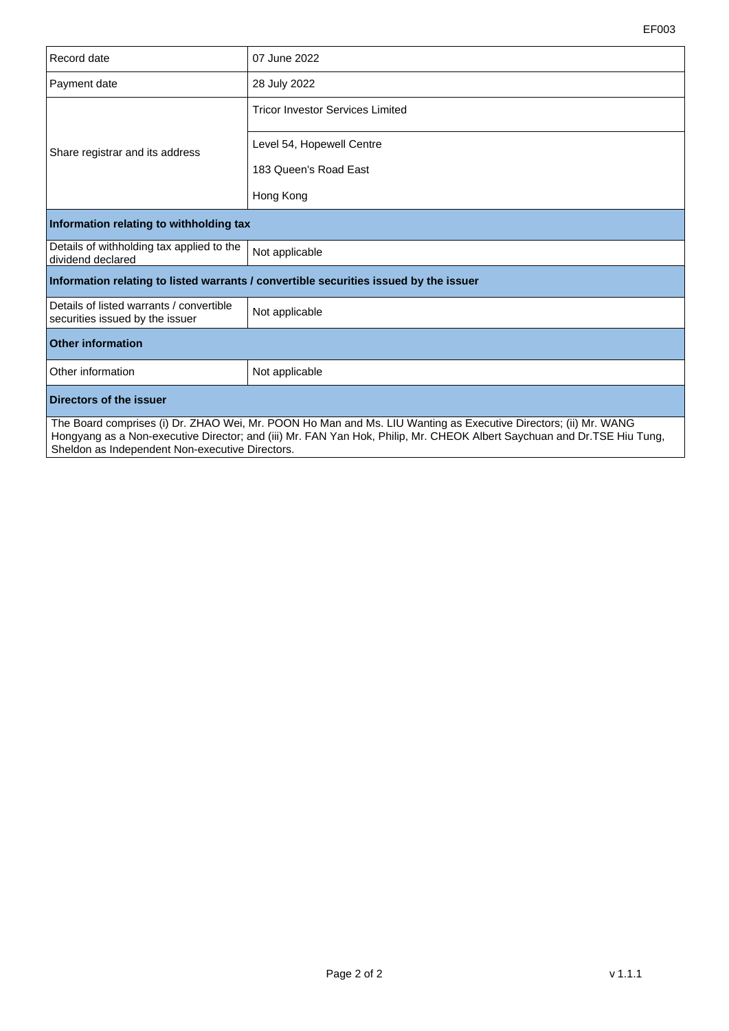| | |
|---|---|
| Record date | 07 June 2022 |
| Payment date | 28 July 2022 |
| Share registrar and its address | Tricor Investor Services Limited<br>Level 54, Hopewell Centre<br>183 Queen's Road East<br>Hong Kong |
| **Information relating to withholding tax** | |
| Details of withholding tax applied to the dividend declared | Not applicable |
| **Information relating to listed warrants / convertible securities issued by the issuer** | |
| Details of listed warrants / convertible securities issued by the issuer | Not applicable |
| **Other information** | |
| Other information | Not applicable |
| **Directors of the issuer** | |
| The Board comprises (i) Dr. ZHAO Wei, Mr. POON Ho Man and Ms. LIU Wanting as Executive Directors; (ii) Mr. WANG Hongyang as a Non-executive Director; and (iii) Mr. FAN Yan Hok, Philip, Mr. CHEOK Albert Saychuan and Dr.TSE Hiu Tung, Sheldon as Independent Non-executive Directors. | |